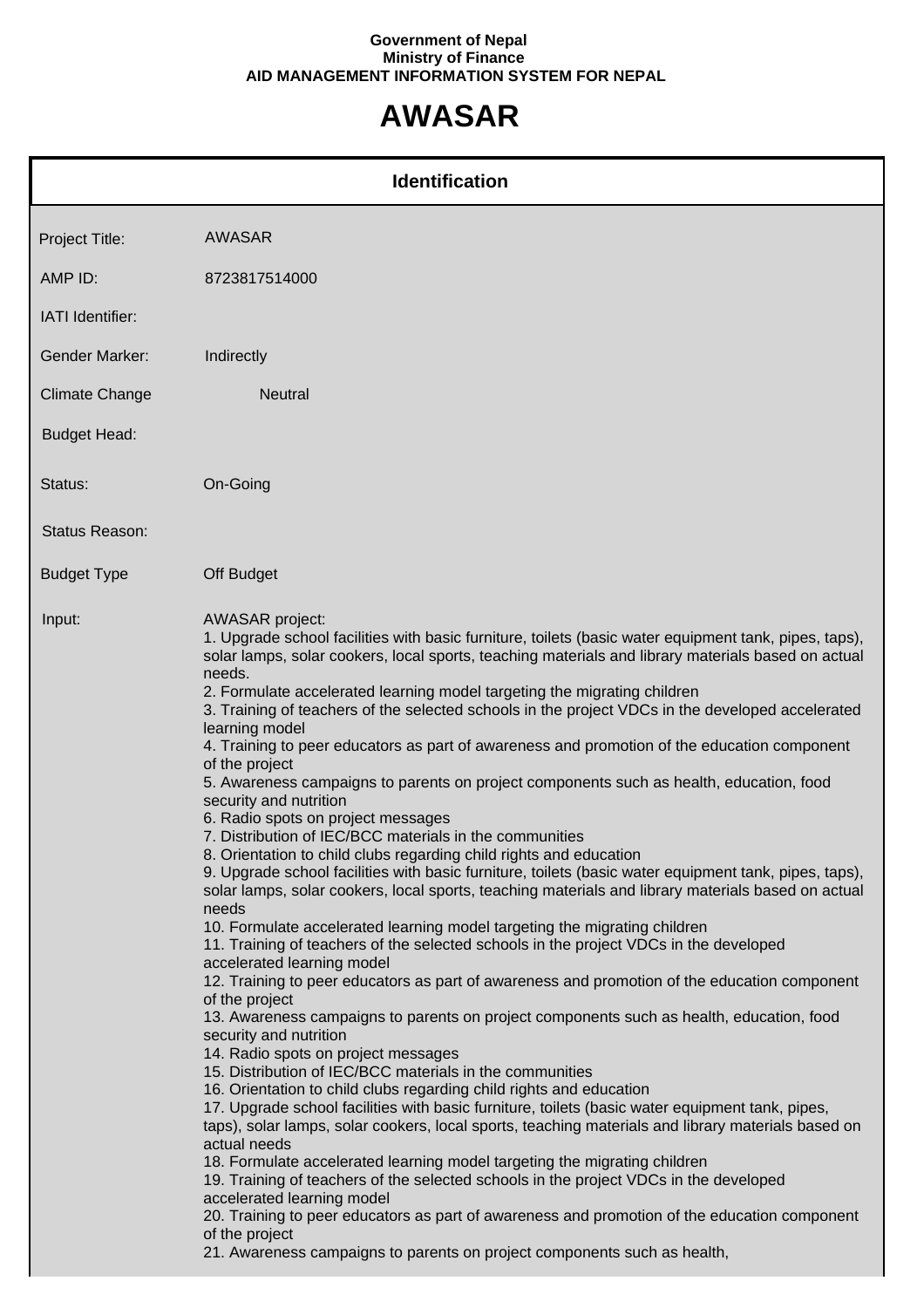**Government of Nepal**
**Ministry of Finance**
**AID MANAGEMENT INFORMATION SYSTEM FOR NEPAL**

# AWASAR

## Identification

| | |
|---|---|
| Project Title: | AWASAR |
| AMP ID: | 8723817514000 |
| IATI Identifier: | |
| Gender Marker: | Indirectly |
| Climate Change | Neutral |
| Budget Head: | |
| Status: | On-Going |
| Status Reason: | |
| Budget Type | Off Budget |

Input:

AWASAR project:
1. Upgrade school facilities with basic furniture, toilets (basic water equipment tank, pipes, taps), solar lamps, solar cookers, local sports, teaching materials and library materials based on actual needs.
2. Formulate accelerated learning model targeting the migrating children
3. Training of teachers of the selected schools in the project VDCs in the developed accelerated learning model
4. Training to peer educators as part of awareness and promotion of the education component of the project
5. Awareness campaigns to parents on project components such as health, education, food security and nutrition
6. Radio spots on project messages
7. Distribution of IEC/BCC materials in the communities
8. Orientation to child clubs regarding child rights and education
9. Upgrade school facilities with basic furniture, toilets (basic water equipment tank, pipes, taps), solar lamps, solar cookers, local sports, teaching materials and library materials based on actual needs
10. Formulate accelerated learning model targeting the migrating children
11. Training of teachers of the selected schools in the project VDCs in the developed accelerated learning model
12. Training to peer educators as part of awareness and promotion of the education component of the project
13. Awareness campaigns to parents on project components such as health, education, food security and nutrition
14. Radio spots on project messages
15. Distribution of IEC/BCC materials in the communities
16. Orientation to child clubs regarding child rights and education
17. Upgrade school facilities with basic furniture, toilets (basic water equipment tank, pipes, taps), solar lamps, solar cookers, local sports, teaching materials and library materials based on actual needs
18. Formulate accelerated learning model targeting the migrating children
19. Training of teachers of the selected schools in the project VDCs in the developed accelerated learning model
20. Training to peer educators as part of awareness and promotion of the education component of the project
21. Awareness campaigns to parents on project components such as health,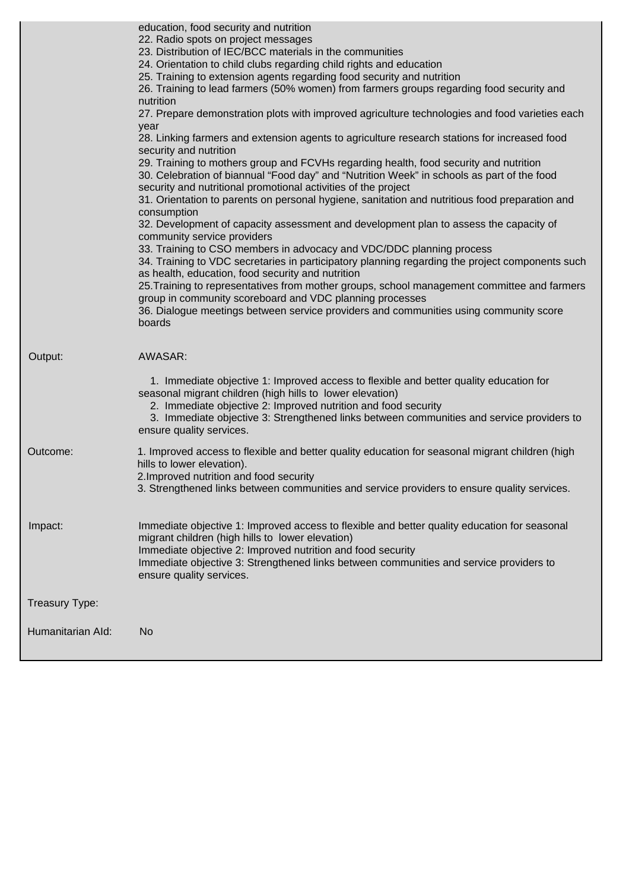| | |
|---|---|
| | education, food security and nutrition<br>22. Radio spots on project messages<br>23. Distribution of IEC/BCC materials in the communities<br>24. Orientation to child clubs regarding child rights and education<br>25. Training to extension agents regarding food security and nutrition<br>26. Training to lead farmers (50% women) from farmers groups regarding food security and nutrition<br>27. Prepare demonstration plots with improved agriculture technologies and food varieties each year<br>28. Linking farmers and extension agents to agriculture research stations for increased food security and nutrition<br>29. Training to mothers group and FCVHs regarding health, food security and nutrition<br>30. Celebration of biannual “Food day” and “Nutrition Week” in schools as part of the food security and nutritional promotional activities of the project<br>31. Orientation to parents on personal hygiene, sanitation and nutritious food preparation and consumption<br>32. Development of capacity assessment and development plan to assess the capacity of community service providers<br>33. Training to CSO members in advocacy and VDC/DDC planning process<br>34. Training to VDC secretaries in participatory planning regarding the project components such as health, education, food security and nutrition<br>25.Training to representatives from mother groups, school management committee and farmers group in community scoreboard and VDC planning processes<br>36. Dialogue meetings between service providers and communities using community score boards |
| Output: | AWASAR:<br>1. Immediate objective 1: Improved access to flexible and better quality education for seasonal migrant children (high hills to lower elevation)<br>2. Immediate objective 2: Improved nutrition and food security<br>3. Immediate objective 3: Strengthened links between communities and service providers to ensure quality services. |
| Outcome: | 1. Improved access to flexible and better quality education for seasonal migrant children (high hills to lower elevation).<br>2.Improved nutrition and food security<br>3. Strengthened links between communities and service providers to ensure quality services. |
| Impact: | Immediate objective 1: Improved access to flexible and better quality education for seasonal migrant children (high hills to lower elevation)<br>Immediate objective 2: Improved nutrition and food security<br>Immediate objective 3: Strengthened links between communities and service providers to ensure quality services. |
| Treasury Type: | |
| Humanitarian AId: | No |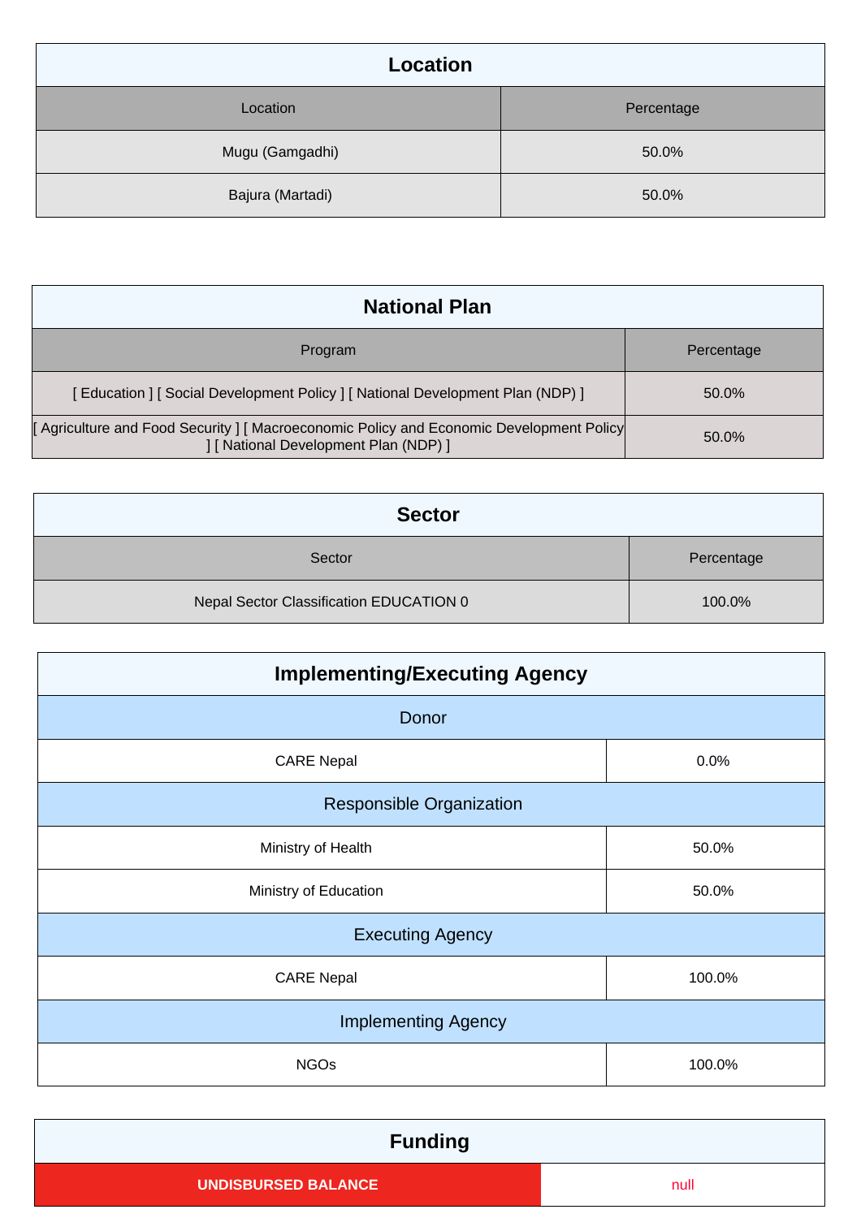## Location

| Location | Percentage |
|---|---|
| Mugu (Gamgadhi) | 50.0% |
| Bajura (Martadi) | 50.0% |

## National Plan

| Program | Percentage |
|---|---|
| [ Education ] [ Social Development Policy ] [ National Development Plan (NDP) ] | 50.0% |
| [ Agriculture and Food Security ] [ Macroeconomic Policy and Economic Development Policy ] [ National Development Plan (NDP) ] | 50.0% |

## Sector

| Sector | Percentage |
|---|---|
| Nepal Sector Classification EDUCATION 0 | 100.0% |

## Implementing/Executing Agency

| Donor | |
|---|---|
| CARE Nepal | 0.0% |
| **Responsible Organization** | |
| Ministry of Health | 50.0% |
| Ministry of Education | 50.0% |
| **Executing Agency** | |
| CARE Nepal | 100.0% |
| **Implementing Agency** | |
| NGOs | 100.0% |

## Funding

| UNDISBURSED BALANCE | null |
|---|---|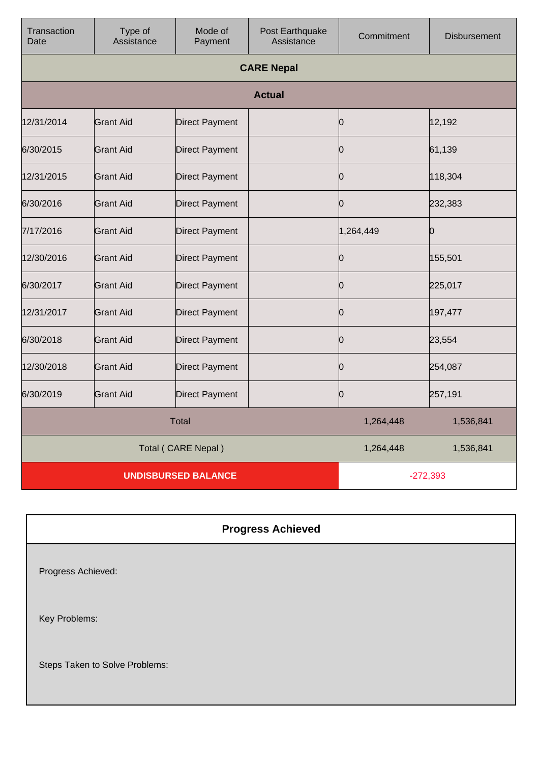| Transaction Date | Type of Assistance | Mode of Payment | Post Earthquake Assistance | Commitment | Disbursement |
|---|---|---|---|---|---|
| **CARE Nepal** | | | | | |
| **Actual** | | | | | |
| 12/31/2014 | Grant Aid | Direct Payment | | 0 | 12,192 |
| 6/30/2015 | Grant Aid | Direct Payment | | 0 | 61,139 |
| 12/31/2015 | Grant Aid | Direct Payment | | 0 | 118,304 |
| 6/30/2016 | Grant Aid | Direct Payment | | 0 | 232,383 |
| 7/17/2016 | Grant Aid | Direct Payment | | 1,264,449 | 0 |
| 12/30/2016 | Grant Aid | Direct Payment | | 0 | 155,501 |
| 6/30/2017 | Grant Aid | Direct Payment | | 0 | 225,017 |
| 12/31/2017 | Grant Aid | Direct Payment | | 0 | 197,477 |
| 6/30/2018 | Grant Aid | Direct Payment | | 0 | 23,554 |
| 12/30/2018 | Grant Aid | Direct Payment | | 0 | 254,087 |
| 6/30/2019 | Grant Aid | Direct Payment | | 0 | 257,191 |
| Total | | | | 1,264,448 | 1,536,841 |
| Total ( CARE Nepal ) | | | | 1,264,448 | 1,536,841 |
| **UNDISBURSED BALANCE** | | | | -272,393 | |

## Progress Achieved

Progress Achieved:

Key Problems:

Steps Taken to Solve Problems: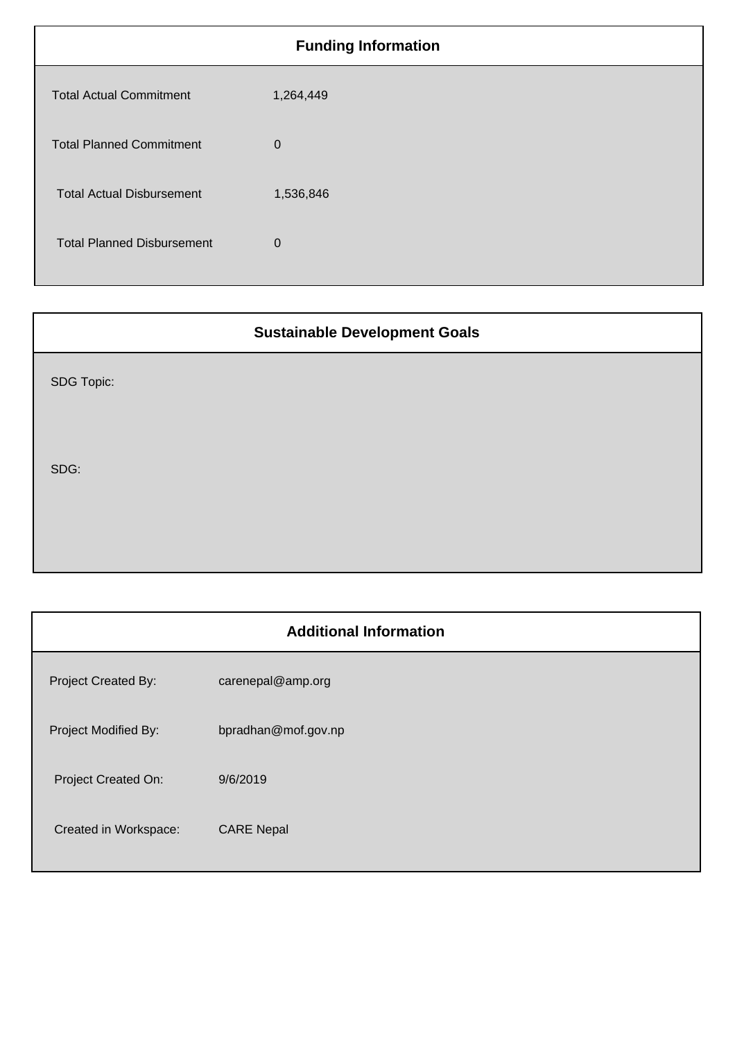## Funding Information

| | |
|---|---|
| Total Actual Commitment | 1,264,449 |
| Total Planned Commitment | 0 |
| Total Actual Disbursement | 1,536,846 |
| Total Planned Disbursement | 0 |

## Sustainable Development Goals

SDG Topic:

SDG:

## Additional Information

| | |
|---|---|
| Project Created By: | carenepal@amp.org |
| Project Modified By: | bpradhan@mof.gov.np |
| Project Created On: | 9/6/2019 |
| Created in Workspace: | CARE Nepal |